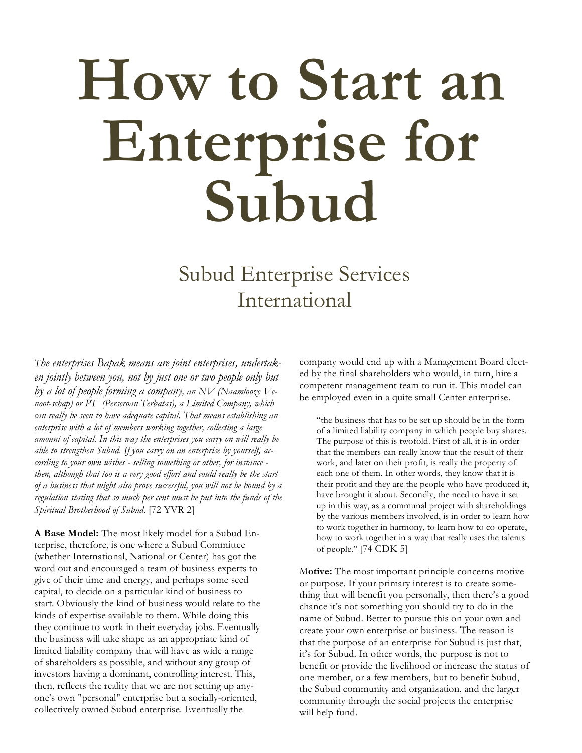# How to Start an Enterprise for Subud

## Subud Enterprise Services International

*The enterprises Bapak means are joint enterprises, undertaken jointly between you, not by just one or two people only but by a lot of people forming a company, an NV (Naamlooze Venoot-schap) or PT (Perseroan Terbatas), a Limited Company, which can really be seen to have adequate capital. That means establishing an enterprise with a lot of members working together, collecting a large amount of capital. In this way the enterprises you carry on will really be able to strengthen Subud. If you carry on an enterprise by yourself, according to your own wishes - selling something or other, for instance - then, although that too is a very good effort and could really be the start of a business that might also prove successful, you will not be bound by a regulation stating that so much per cent must be put into the funds of the Spiritual Brotherhood of Subud.* [72 YVR 2]

**A Base Model:** The most likely model for a Subud Enterprise, therefore, is one where a Subud Committee (whether International, National or Center) has got the word out and encouraged a team of business experts to give of their time and energy, and perhaps some seed capital, to decide on a particular kind of business to start. Obviously the kind of business would relate to the kinds of expertise available to them. While doing this they continue to work in their everyday jobs. Eventually the business will take shape as an appropriate kind of limited liability company that will have as wide a range of shareholders as possible, and without any group of investors having a dominant, controlling interest. This, then, reflects the reality that we are not setting up anyone's own "personal" enterprise but a socially-oriented, collectively owned Subud enterprise. Eventually the company would end up with a Management Board elected by the final shareholders who would, in turn, hire a competent management team to run it. This model can be employed even in a quite small Center enterprise.

> "the business that has to be set up should be in the form of a limited liability company in which people buy shares. The purpose of this is twofold. First of all, it is in order that the members can really know that the result of their work, and later on their profit, is really the property of each one of them. In other words, they know that it is their profit and they are the people who have produced it, have brought it about. Secondly, the need to have it set up in this way, as a communal project with shareholdings by the various members involved, is in order to learn how to work together in harmony, to learn how to co-operate, how to work together in a way that really uses the talents of people." [74 CDK 5]

**Motive:** The most important principle concerns motive or purpose. If your primary interest is to create something that will benefit you personally, then there's a good chance it's not something you should try to do in the name of Subud. Better to pursue this on your own and create your own enterprise or business. The reason is that the purpose of an enterprise for Subud is just that, it's for Subud. In other words, the purpose is not to benefit or provide the livelihood or increase the status of one member, or a few members, but to benefit Subud, the Subud community and organization, and the larger community through the social projects the enterprise will help fund.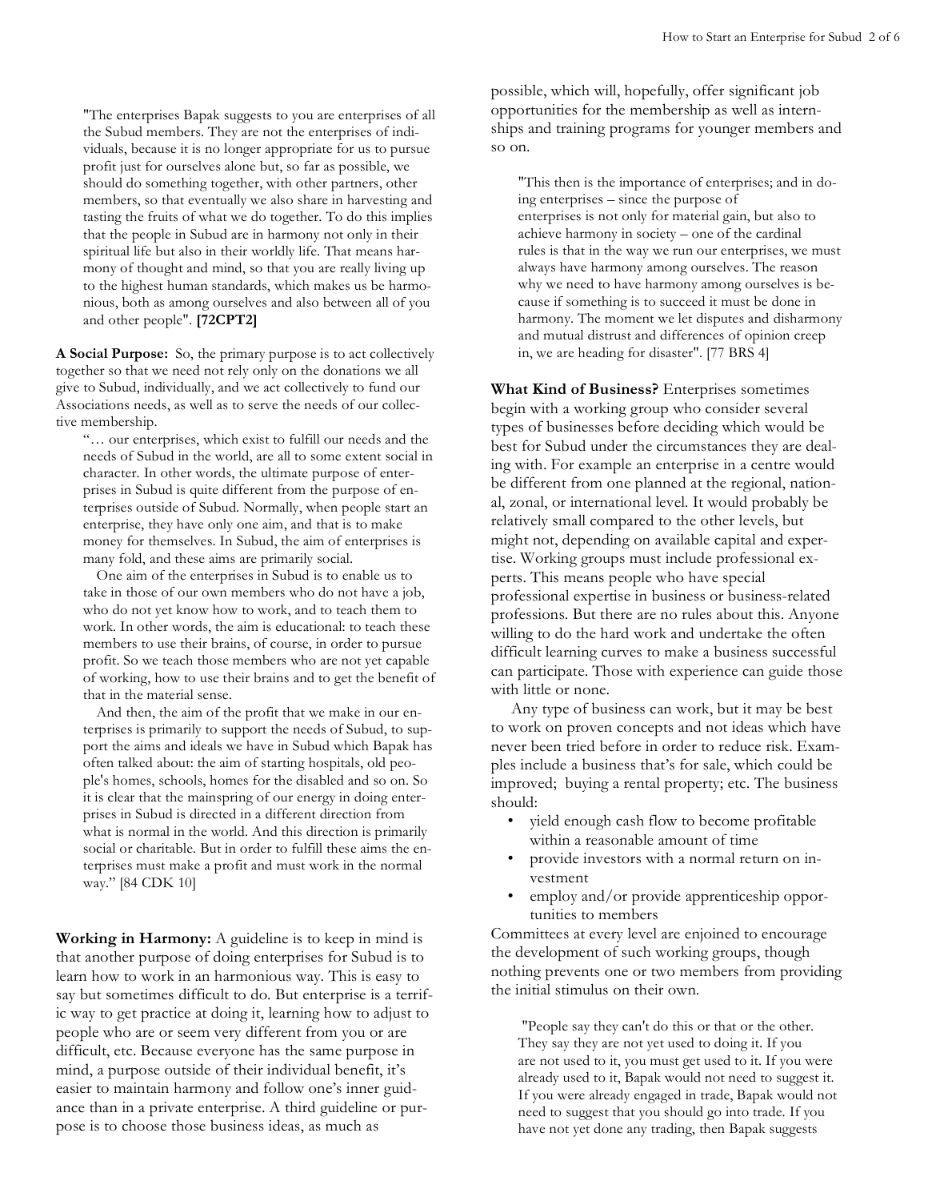> "The enterprises Bapak suggests to you are enterprises of all the Subud members. They are not the enterprises of individuals, because it is no longer appropriate for us to pursue profit just for ourselves alone but, so far as possible, we should do something together, with other partners, other members, so that eventually we also share in harvesting and tasting the fruits of what we do together. To do this implies that the people in Subud are in harmony not only in their spiritual life but also in their worldly life. That means harmony of thought and mind, so that you are really living up to the highest human standards, which makes us be harmonious, both as among ourselves and also between all of you and other people". **[72CPT2]**

**A Social Purpose:** So, the primary purpose is to act collectively together so that we need not rely only on the donations we all give to Subud, individually, and we act collectively to fund our Associations needs, as well as to serve the needs of our collective membership.

> "… our enterprises, which exist to fulfill our needs and the needs of Subud in the world, are all to some extent social in character. In other words, the ultimate purpose of enterprises in Subud is quite different from the purpose of enterprises outside of Subud. Normally, when people start an enterprise, they have only one aim, and that is to make money for themselves. In Subud, the aim of enterprises is many fold, and these aims are primarily social.
>
> One aim of the enterprises in Subud is to enable us to take in those of our own members who do not have a job, who do not yet know how to work, and to teach them to work. In other words, the aim is educational: to teach these members to use their brains, of course, in order to pursue profit. So we teach those members who are not yet capable of working, how to use their brains and to get the benefit of that in the material sense.
>
> And then, the aim of the profit that we make in our enterprises is primarily to support the needs of Subud, to support the aims and ideals we have in Subud which Bapak has often talked about: the aim of starting hospitals, old people's homes, schools, homes for the disabled and so on. So it is clear that the mainspring of our energy in doing enterprises in Subud is directed in a different direction from what is normal in the world. And this direction is primarily social or charitable. But in order to fulfill these aims the enterprises must make a profit and must work in the normal way." [84 CDK 10]

**Working in Harmony:** A guideline is to keep in mind is that another purpose of doing enterprises for Subud is to learn how to work in an harmonious way. This is easy to say but sometimes difficult to do. But enterprise is a terrific way to get practice at doing it, learning how to adjust to people who are or seem very different from you or are difficult, etc. Because everyone has the same purpose in mind, a purpose outside of their individual benefit, it's easier to maintain harmony and follow one's inner guidance than in a private enterprise. A third guideline or purpose is to choose those business ideas, as much as possible, which will, hopefully, offer significant job opportunities for the membership as well as internships and training programs for younger members and so on.

> "This then is the importance of enterprises; and in doing enterprises – since the purpose of enterprises is not only for material gain, but also to achieve harmony in society – one of the cardinal rules is that in the way we run our enterprises, we must always have harmony among ourselves. The reason why we need to have harmony among ourselves is because if something is to succeed it must be done in harmony. The moment we let disputes and disharmony and mutual distrust and differences of opinion creep in, we are heading for disaster". [77 BRS 4]

**What Kind of Business?** Enterprises sometimes begin with a working group who consider several types of businesses before deciding which would be best for Subud under the circumstances they are dealing with. For example an enterprise in a centre would be different from one planned at the regional, national, zonal, or international level. It would probably be relatively small compared to the other levels, but might not, depending on available capital and expertise. Working groups must include professional experts. This means people who have special professional expertise in business or business-related professions. But there are no rules about this. Anyone willing to do the hard work and undertake the often difficult learning curves to make a business successful can participate. Those with experience can guide those with little or none.

Any type of business can work, but it may be best to work on proven concepts and not ideas which have never been tried before in order to reduce risk. Examples include a business that's for sale, which could be improved; buying a rental property; etc. The business should:

- yield enough cash flow to become profitable within a reasonable amount of time
- provide investors with a normal return on investment
- employ and/or provide apprenticeship opportunities to members

Committees at every level are enjoined to encourage the development of such working groups, though nothing prevents one or two members from providing the initial stimulus on their own.

> "People say they can't do this or that or the other. They say they are not yet used to doing it. If you are not used to it, you must get used to it. If you were already used to it, Bapak would not need to suggest it. If you were already engaged in trade, Bapak would not need to suggest that you should go into trade. If you have not yet done any trading, then Bapak suggests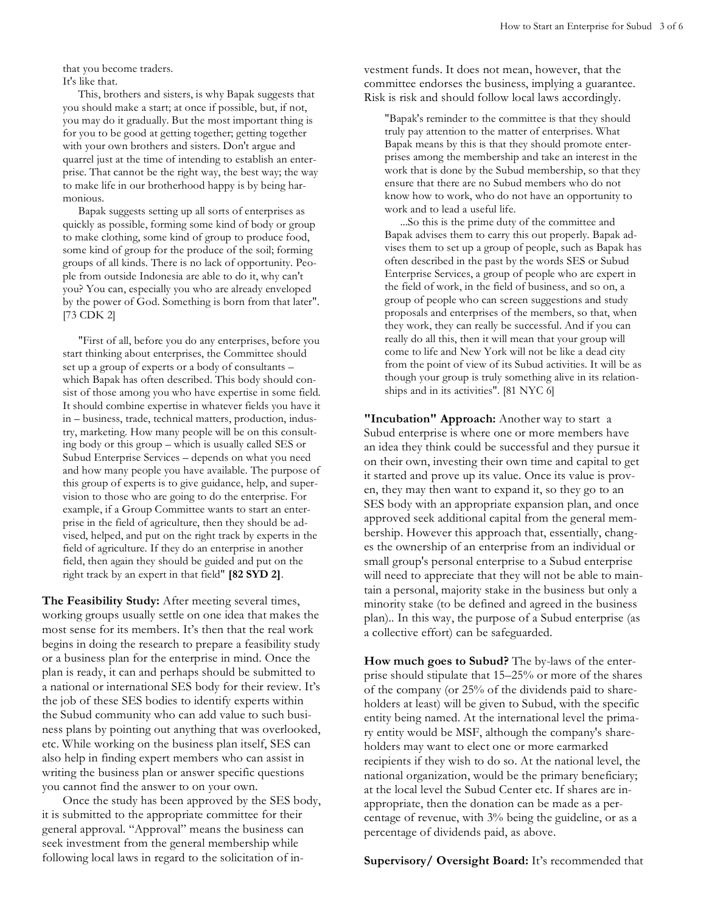that you become traders.
It's like that.

This, brothers and sisters, is why Bapak suggests that you should make a start; at once if possible, but, if not, you may do it gradually. But the most important thing is for you to be good at getting together; getting together with your own brothers and sisters. Don't argue and quarrel just at the time of intending to establish an enterprise. That cannot be the right way, the best way; the way to make life in our brotherhood happy is by being harmonious.

Bapak suggests setting up all sorts of enterprises as quickly as possible, forming some kind of body or group to make clothing, some kind of group to produce food, some kind of group for the produce of the soil; forming groups of all kinds. There is no lack of opportunity. People from outside Indonesia are able to do it, why can't you? You can, especially you who are already enveloped by the power of God. Something is born from that later". [73 CDK 2]

> "First of all, before you do any enterprises, before you start thinking about enterprises, the Committee should set up a group of experts or a body of consultants – which Bapak has often described. This body should consist of those among you who have expertise in some field. It should combine expertise in whatever fields you have it in – business, trade, technical matters, production, industry, marketing. How many people will be on this consulting body or this group – which is usually called SES or Subud Enterprise Services – depends on what you need and how many people you have available. The purpose of this group of experts is to give guidance, help, and supervision to those who are going to do the enterprise. For example, if a Group Committee wants to start an enterprise in the field of agriculture, then they should be advised, helped, and put on the right track by experts in the field of agriculture. If they do an enterprise in another field, then again they should be guided and put on the right track by an expert in that field" **[82 SYD 2]**.

**The Feasibility Study:** After meeting several times, working groups usually settle on one idea that makes the most sense for its members. It's then that the real work begins in doing the research to prepare a feasibility study or a business plan for the enterprise in mind. Once the plan is ready, it can and perhaps should be submitted to a national or international SES body for their review. It's the job of these SES bodies to identify experts within the Subud community who can add value to such business plans by pointing out anything that was overlooked, etc. While working on the business plan itself, SES can also help in finding expert members who can assist in writing the business plan or answer specific questions you cannot find the answer to on your own.

Once the study has been approved by the SES body, it is submitted to the appropriate committee for their general approval. "Approval" means the business can seek investment from the general membership while following local laws in regard to the solicitation of investment funds. It does not mean, however, that the committee endorses the business, implying a guarantee. Risk is risk and should follow local laws accordingly.

> "Bapak's reminder to the committee is that they should truly pay attention to the matter of enterprises. What Bapak means by this is that they should promote enterprises among the membership and take an interest in the work that is done by the Subud membership, so that they ensure that there are no Subud members who do not know how to work, who do not have an opportunity to work and to lead a useful life.
>
> ...So this is the prime duty of the committee and Bapak advises them to carry this out properly. Bapak advises them to set up a group of people, such as Bapak has often described in the past by the words SES or Subud Enterprise Services, a group of people who are expert in the field of work, in the field of business, and so on, a group of people who can screen suggestions and study proposals and enterprises of the members, so that, when they work, they can really be successful. And if you can really do all this, then it will mean that your group will come to life and New York will not be like a dead city from the point of view of its Subud activities. It will be as though your group is truly something alive in its relationships and in its activities". [81 NYC 6]

**"Incubation" Approach:** Another way to start a Subud enterprise is where one or more members have an idea they think could be successful and they pursue it on their own, investing their own time and capital to get it started and prove up its value. Once its value is proven, they may then want to expand it, so they go to an SES body with an appropriate expansion plan, and once approved seek additional capital from the general membership. However this approach that, essentially, changes the ownership of an enterprise from an individual or small group's personal enterprise to a Subud enterprise will need to appreciate that they will not be able to maintain a personal, majority stake in the business but only a minority stake (to be defined and agreed in the business plan).. In this way, the purpose of a Subud enterprise (as a collective effort) can be safeguarded.

**How much goes to Subud?** The by-laws of the enterprise should stipulate that 15–25% or more of the shares of the company (or 25% of the dividends paid to shareholders at least) will be given to Subud, with the specific entity being named. At the international level the primary entity would be MSF, although the company's shareholders may want to elect one or more earmarked recipients if they wish to do so. At the national level, the national organization, would be the primary beneficiary; at the local level the Subud Center etc. If shares are inappropriate, then the donation can be made as a percentage of revenue, with 3% being the guideline, or as a percentage of dividends paid, as above.

**Supervisory/ Oversight Board:** It's recommended that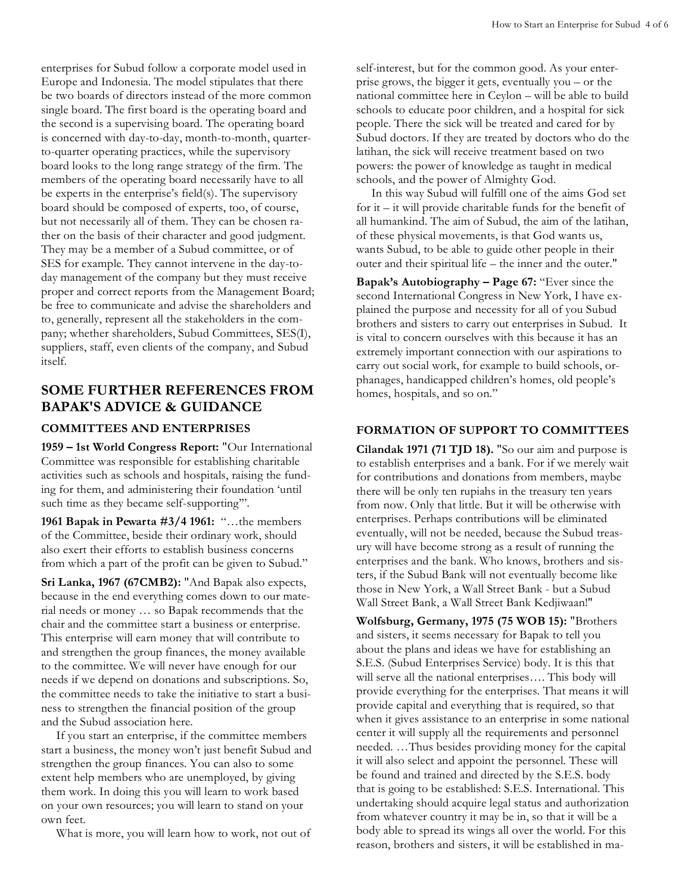enterprises for Subud follow a corporate model used in Europe and Indonesia. The model stipulates that there be two boards of directors instead of the more common single board. The first board is the operating board and the second is a supervising board. The operating board is concerned with day-to-day, month-to-month, quarter-to-quarter operating practices, while the supervisory board looks to the long range strategy of the firm. The members of the operating board necessarily have to all be experts in the enterprise's field(s). The supervisory board should be composed of experts, too, of course, but not necessarily all of them. They can be chosen rather on the basis of their character and good judgment. They may be a member of a Subud committee, or of SES for example. They cannot intervene in the day-to-day management of the company but they must receive proper and correct reports from the Management Board; be free to communicate and advise the shareholders and to, generally, represent all the stakeholders in the company; whether shareholders, Subud Committees, SES(I), suppliers, staff, even clients of the company, and Subud itself.

## SOME FURTHER REFERENCES FROM BAPAK'S ADVICE & GUIDANCE

### COMMITTEES AND ENTERPRISES

**1959 – 1st World Congress Report:** "Our International Committee was responsible for establishing charitable activities such as schools and hospitals, raising the funding for them, and administering their foundation 'until such time as they became self-supporting'".

**1961 Bapak in Pewarta #3/4 1961:** "…the members of the Committee, beside their ordinary work, should also exert their efforts to establish business concerns from which a part of the profit can be given to Subud."

**Sri Lanka, 1967 (67CMB2):** "And Bapak also expects, because in the end everything comes down to our material needs or money … so Bapak recommends that the chair and the committee start a business or enterprise. This enterprise will earn money that will contribute to and strengthen the group finances, the money available to the committee. We will never have enough for our needs if we depend on donations and subscriptions. So, the committee needs to take the initiative to start a business to strengthen the financial position of the group and the Subud association here.

If you start an enterprise, if the committee members start a business, the money won't just benefit Subud and strengthen the group finances. You can also to some extent help members who are unemployed, by giving them work. In doing this you will learn to work based on your own resources; you will learn to stand on your own feet.

What is more, you will learn how to work, not out of self-interest, but for the common good. As your enterprise grows, the bigger it gets, eventually you – or the national committee here in Ceylon – will be able to build schools to educate poor children, and a hospital for sick people. There the sick will be treated and cared for by Subud doctors. If they are treated by doctors who do the latihan, the sick will receive treatment based on two powers: the power of knowledge as taught in medical schools, and the power of Almighty God.

In this way Subud will fulfill one of the aims God set for it – it will provide charitable funds for the benefit of all humankind. The aim of Subud, the aim of the latihan, of these physical movements, is that God wants us, wants Subud, to be able to guide other people in their outer and their spiritual life – the inner and the outer."

**Bapak's Autobiography – Page 67:** "Ever since the second International Congress in New York, I have explained the purpose and necessity for all of you Subud brothers and sisters to carry out enterprises in Subud. It is vital to concern ourselves with this because it has an extremely important connection with our aspirations to carry out social work, for example to build schools, orphanages, handicapped children's homes, old people's homes, hospitals, and so on."

### FORMATION OF SUPPORT TO COMMITTEES

**Cilandak 1971 (71 TJD 18).** "So our aim and purpose is to establish enterprises and a bank. For if we merely wait for contributions and donations from members, maybe there will be only ten rupiahs in the treasury ten years from now. Only that little. But it will be otherwise with enterprises. Perhaps contributions will be eliminated eventually, will not be needed, because the Subud treasury will have become strong as a result of running the enterprises and the bank. Who knows, brothers and sisters, if the Subud Bank will not eventually become like those in New York, a Wall Street Bank - but a Subud Wall Street Bank, a Wall Street Bank Kedjiwaan!"

**Wolfsburg, Germany, 1975 (75 WOB 15):** "Brothers and sisters, it seems necessary for Bapak to tell you about the plans and ideas we have for establishing an S.E.S. (Subud Enterprises Service) body. It is this that will serve all the national enterprises…. This body will provide everything for the enterprises. That means it will provide capital and everything that is required, so that when it gives assistance to an enterprise in some national center it will supply all the requirements and personnel needed. …Thus besides providing money for the capital it will also select and appoint the personnel. These will be found and trained and directed by the S.E.S. body that is going to be established: S.E.S. International. This undertaking should acquire legal status and authorization from whatever country it may be in, so that it will be a body able to spread its wings all over the world. For this reason, brothers and sisters, it will be established in ma-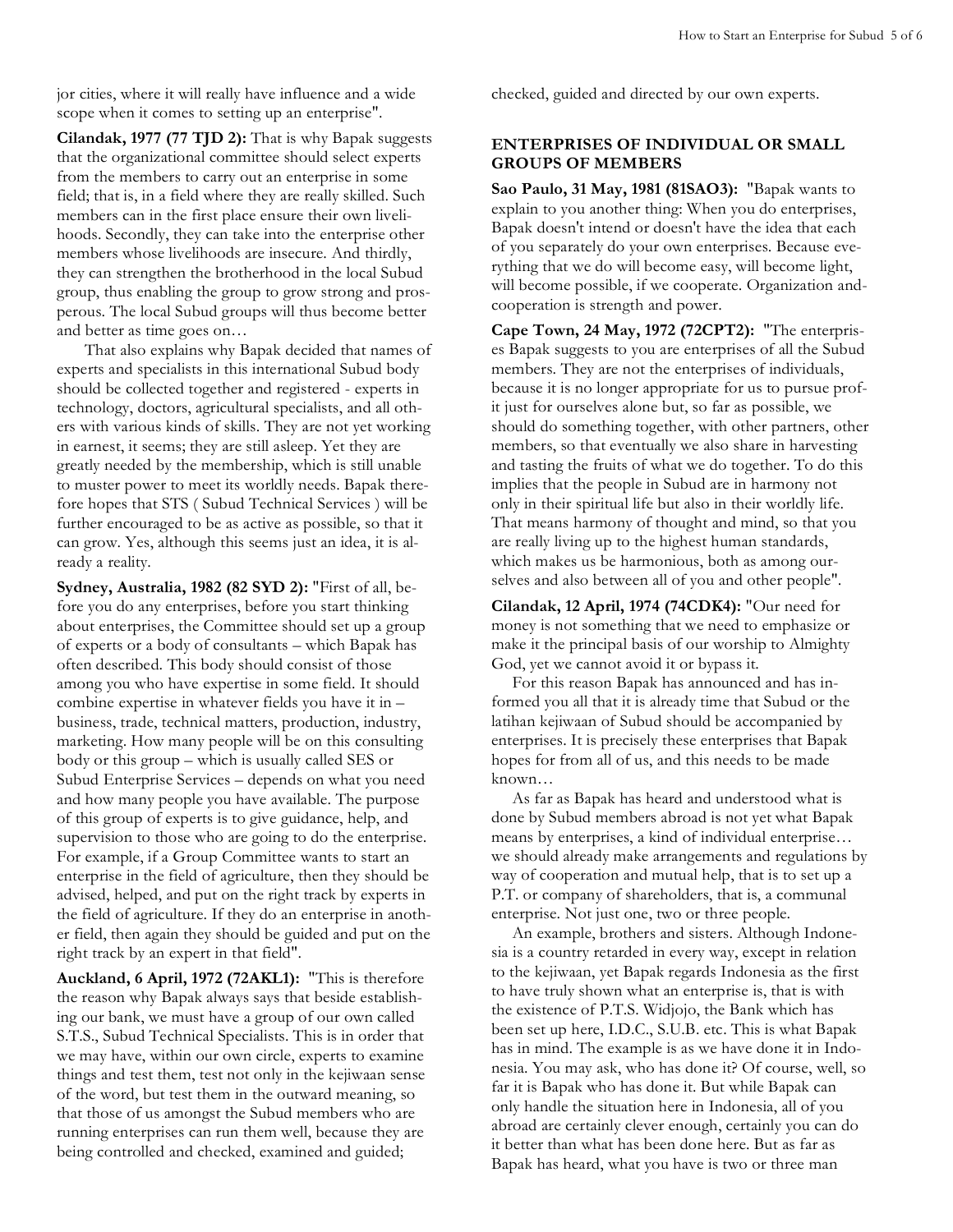jor cities, where it will really have influence and a wide scope when it comes to setting up an enterprise".

**Cilandak, 1977 (77 TJD 2):** That is why Bapak suggests that the organizational committee should select experts from the members to carry out an enterprise in some field; that is, in a field where they are really skilled. Such members can in the first place ensure their own livelihoods. Secondly, they can take into the enterprise other members whose livelihoods are insecure. And thirdly, they can strengthen the brotherhood in the local Subud group, thus enabling the group to grow strong and prosperous. The local Subud groups will thus become better and better as time goes on…

That also explains why Bapak decided that names of experts and specialists in this international Subud body should be collected together and registered - experts in technology, doctors, agricultural specialists, and all others with various kinds of skills. They are not yet working in earnest, it seems; they are still asleep. Yet they are greatly needed by the membership, which is still unable to muster power to meet its worldly needs. Bapak therefore hopes that STS ( Subud Technical Services ) will be further encouraged to be as active as possible, so that it can grow. Yes, although this seems just an idea, it is already a reality.

**Sydney, Australia, 1982 (82 SYD 2):** "First of all, before you do any enterprises, before you start thinking about enterprises, the Committee should set up a group of experts or a body of consultants – which Bapak has often described. This body should consist of those among you who have expertise in some field. It should combine expertise in whatever fields you have it in – business, trade, technical matters, production, industry, marketing. How many people will be on this consulting body or this group – which is usually called SES or Subud Enterprise Services – depends on what you need and how many people you have available. The purpose of this group of experts is to give guidance, help, and supervision to those who are going to do the enterprise. For example, if a Group Committee wants to start an enterprise in the field of agriculture, then they should be advised, helped, and put on the right track by experts in the field of agriculture. If they do an enterprise in another field, then again they should be guided and put on the right track by an expert in that field".

**Auckland, 6 April, 1972 (72AKL1):** "This is therefore the reason why Bapak always says that beside establishing our bank, we must have a group of our own called S.T.S., Subud Technical Specialists. This is in order that we may have, within our own circle, experts to examine things and test them, test not only in the kejiwaan sense of the word, but test them in the outward meaning, so that those of us amongst the Subud members who are running enterprises can run them well, because they are being controlled and checked, examined and guided; checked, guided and directed by our own experts.

### ENTERPRISES OF INDIVIDUAL OR SMALL GROUPS OF MEMBERS

**Sao Paulo, 31 May, 1981 (81SAO3):** "Bapak wants to explain to you another thing: When you do enterprises, Bapak doesn't intend or doesn't have the idea that each of you separately do your own enterprises. Because everything that we do will become easy, will become light, will become possible, if we cooperate. Organization and-cooperation is strength and power.

**Cape Town, 24 May, 1972 (72CPT2):** "The enterprises Bapak suggests to you are enterprises of all the Subud members. They are not the enterprises of individuals, because it is no longer appropriate for us to pursue profit just for ourselves alone but, so far as possible, we should do something together, with other partners, other members, so that eventually we also share in harvesting and tasting the fruits of what we do together. To do this implies that the people in Subud are in harmony not only in their spiritual life but also in their worldly life. That means harmony of thought and mind, so that you are really living up to the highest human standards, which makes us be harmonious, both as among ourselves and also between all of you and other people".

**Cilandak, 12 April, 1974 (74CDK4):** "Our need for money is not something that we need to emphasize or make it the principal basis of our worship to Almighty God, yet we cannot avoid it or bypass it.

For this reason Bapak has announced and has informed you all that it is already time that Subud or the latihan kejiwaan of Subud should be accompanied by enterprises. It is precisely these enterprises that Bapak hopes for from all of us, and this needs to be made known…

As far as Bapak has heard and understood what is done by Subud members abroad is not yet what Bapak means by enterprises, a kind of individual enterprise… we should already make arrangements and regulations by way of cooperation and mutual help, that is to set up a P.T. or company of shareholders, that is, a communal enterprise. Not just one, two or three people.

An example, brothers and sisters. Although Indonesia is a country retarded in every way, except in relation to the kejiwaan, yet Bapak regards Indonesia as the first to have truly shown what an enterprise is, that is with the existence of P.T.S. Widjojo, the Bank which has been set up here, I.D.C., S.U.B. etc. This is what Bapak has in mind. The example is as we have done it in Indonesia. You may ask, who has done it? Of course, well, so far it is Bapak who has done it. But while Bapak can only handle the situation here in Indonesia, all of you abroad are certainly clever enough, certainly you can do it better than what has been done here. But as far as Bapak has heard, what you have is two or three man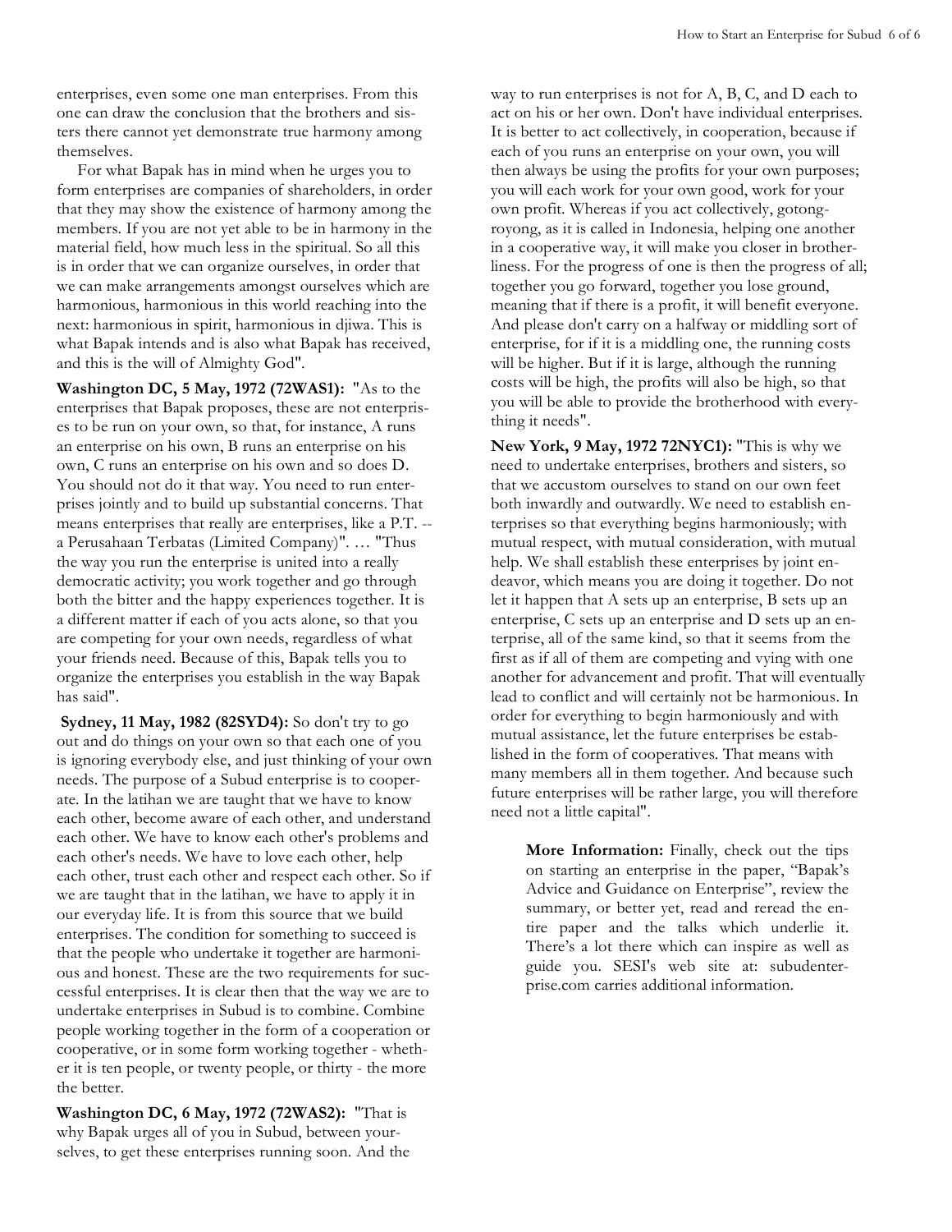enterprises, even some one man enterprises. From this one can draw the conclusion that the brothers and sisters there cannot yet demonstrate true harmony among themselves.

For what Bapak has in mind when he urges you to form enterprises are companies of shareholders, in order that they may show the existence of harmony among the members. If you are not yet able to be in harmony in the material field, how much less in the spiritual. So all this is in order that we can organize ourselves, in order that we can make arrangements amongst ourselves which are harmonious, harmonious in this world reaching into the next: harmonious in spirit, harmonious in djiwa. This is what Bapak intends and is also what Bapak has received, and this is the will of Almighty God".

**Washington DC, 5 May, 1972 (72WAS1):** "As to the enterprises that Bapak proposes, these are not enterprises to be run on your own, so that, for instance, A runs an enterprise on his own, B runs an enterprise on his own, C runs an enterprise on his own and so does D. You should not do it that way. You need to run enterprises jointly and to build up substantial concerns. That means enterprises that really are enterprises, like a P.T. -- a Perusahaan Terbatas (Limited Company)". … "Thus the way you run the enterprise is united into a really democratic activity; you work together and go through both the bitter and the happy experiences together. It is a different matter if each of you acts alone, so that you are competing for your own needs, regardless of what your friends need. Because of this, Bapak tells you to organize the enterprises you establish in the way Bapak has said".

**Sydney, 11 May, 1982 (82SYD4):** So don't try to go out and do things on your own so that each one of you is ignoring everybody else, and just thinking of your own needs. The purpose of a Subud enterprise is to cooperate. In the latihan we are taught that we have to know each other, become aware of each other, and understand each other. We have to know each other's problems and each other's needs. We have to love each other, help each other, trust each other and respect each other. So if we are taught that in the latihan, we have to apply it in our everyday life. It is from this source that we build enterprises. The condition for something to succeed is that the people who undertake it together are harmonious and honest. These are the two requirements for successful enterprises. It is clear then that the way we are to undertake enterprises in Subud is to combine. Combine people working together in the form of a cooperation or cooperative, or in some form working together - whether it is ten people, or twenty people, or thirty - the more the better.

**Washington DC, 6 May, 1972 (72WAS2):** "That is why Bapak urges all of you in Subud, between yourselves, to get these enterprises running soon. And the way to run enterprises is not for A, B, C, and D each to act on his or her own. Don't have individual enterprises. It is better to act collectively, in cooperation, because if each of you runs an enterprise on your own, you will then always be using the profits for your own purposes; you will each work for your own good, work for your own profit. Whereas if you act collectively, gotong-royong, as it is called in Indonesia, helping one another in a cooperative way, it will make you closer in brotherliness. For the progress of one is then the progress of all; together you go forward, together you lose ground, meaning that if there is a profit, it will benefit everyone. And please don't carry on a halfway or middling sort of enterprise, for if it is a middling one, the running costs will be higher. But if it is large, although the running costs will be high, the profits will also be high, so that you will be able to provide the brotherhood with everything it needs".

**New York, 9 May, 1972 72NYC1):** "This is why we need to undertake enterprises, brothers and sisters, so that we accustom ourselves to stand on our own feet both inwardly and outwardly. We need to establish enterprises so that everything begins harmoniously; with mutual respect, with mutual consideration, with mutual help. We shall establish these enterprises by joint endeavor, which means you are doing it together. Do not let it happen that A sets up an enterprise, B sets up an enterprise, C sets up an enterprise and D sets up an enterprise, all of the same kind, so that it seems from the first as if all of them are competing and vying with one another for advancement and profit. That will eventually lead to conflict and will certainly not be harmonious. In order for everything to begin harmoniously and with mutual assistance, let the future enterprises be established in the form of cooperatives. That means with many members all in them together. And because such future enterprises will be rather large, you will therefore need not a little capital".

> **More Information:** Finally, check out the tips on starting an enterprise in the paper, "Bapak's Advice and Guidance on Enterprise", review the summary, or better yet, read and reread the entire paper and the talks which underlie it. There's a lot there which can inspire as well as guide you. SESI's web site at: subudenterprise.com carries additional information.